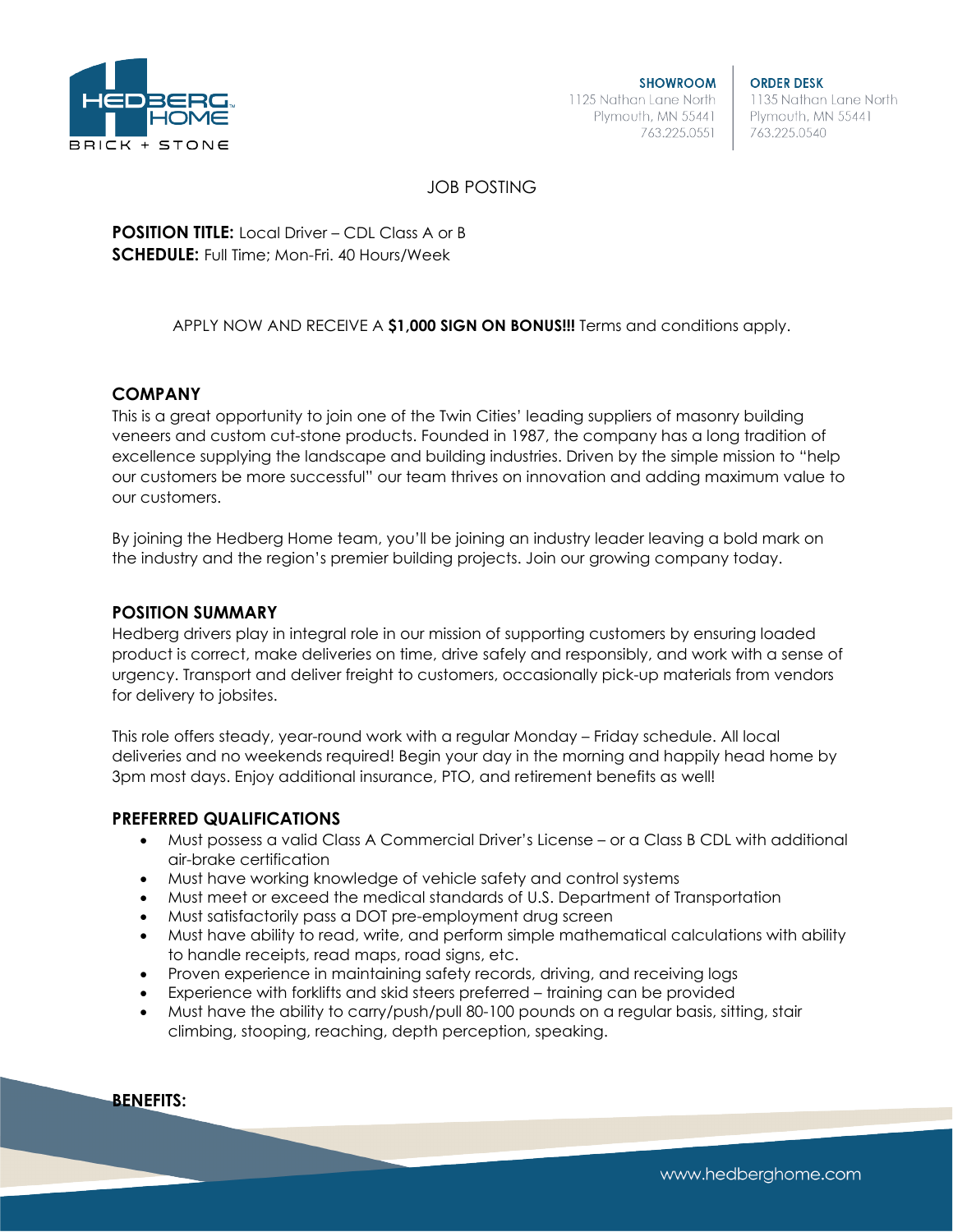HEDBERG HOME
BRICK + STONE

**SHOWROOM**
1125 Nathan Lane North
Plymouth, MN 55441
763.225.0551

**ORDER DESK**
1135 Nathan Lane North
Plymouth, MN 55441
763.225.0540

JOB POSTING

**POSITION TITLE:** Local Driver – CDL Class A or B
**SCHEDULE:** Full Time; Mon-Fri. 40 Hours/Week

APPLY NOW AND RECEIVE A **$1,000 SIGN ON BONUS!!!** Terms and conditions apply.

## COMPANY

This is a great opportunity to join one of the Twin Cities' leading suppliers of masonry building veneers and custom cut-stone products. Founded in 1987, the company has a long tradition of excellence supplying the landscape and building industries. Driven by the simple mission to "help our customers be more successful" our team thrives on innovation and adding maximum value to our customers.

By joining the Hedberg Home team, you'll be joining an industry leader leaving a bold mark on the industry and the region's premier building projects. Join our growing company today.

## POSITION SUMMARY

Hedberg drivers play in integral role in our mission of supporting customers by ensuring loaded product is correct, make deliveries on time, drive safely and responsibly, and work with a sense of urgency. Transport and deliver freight to customers, occasionally pick-up materials from vendors for delivery to jobsites.

This role offers steady, year-round work with a regular Monday – Friday schedule. All local deliveries and no weekends required! Begin your day in the morning and happily head home by 3pm most days. Enjoy additional insurance, PTO, and retirement benefits as well!

## PREFERRED QUALIFICATIONS

- Must possess a valid Class A Commercial Driver's License – or a Class B CDL with additional air-brake certification
- Must have working knowledge of vehicle safety and control systems
- Must meet or exceed the medical standards of U.S. Department of Transportation
- Must satisfactorily pass a DOT pre-employment drug screen
- Must have ability to read, write, and perform simple mathematical calculations with ability to handle receipts, read maps, road signs, etc.
- Proven experience in maintaining safety records, driving, and receiving logs
- Experience with forklifts and skid steers preferred – training can be provided
- Must have the ability to carry/push/pull 80-100 pounds on a regular basis, sitting, stair climbing, stooping, reaching, depth perception, speaking.

## BENEFITS:

www.hedberghome.com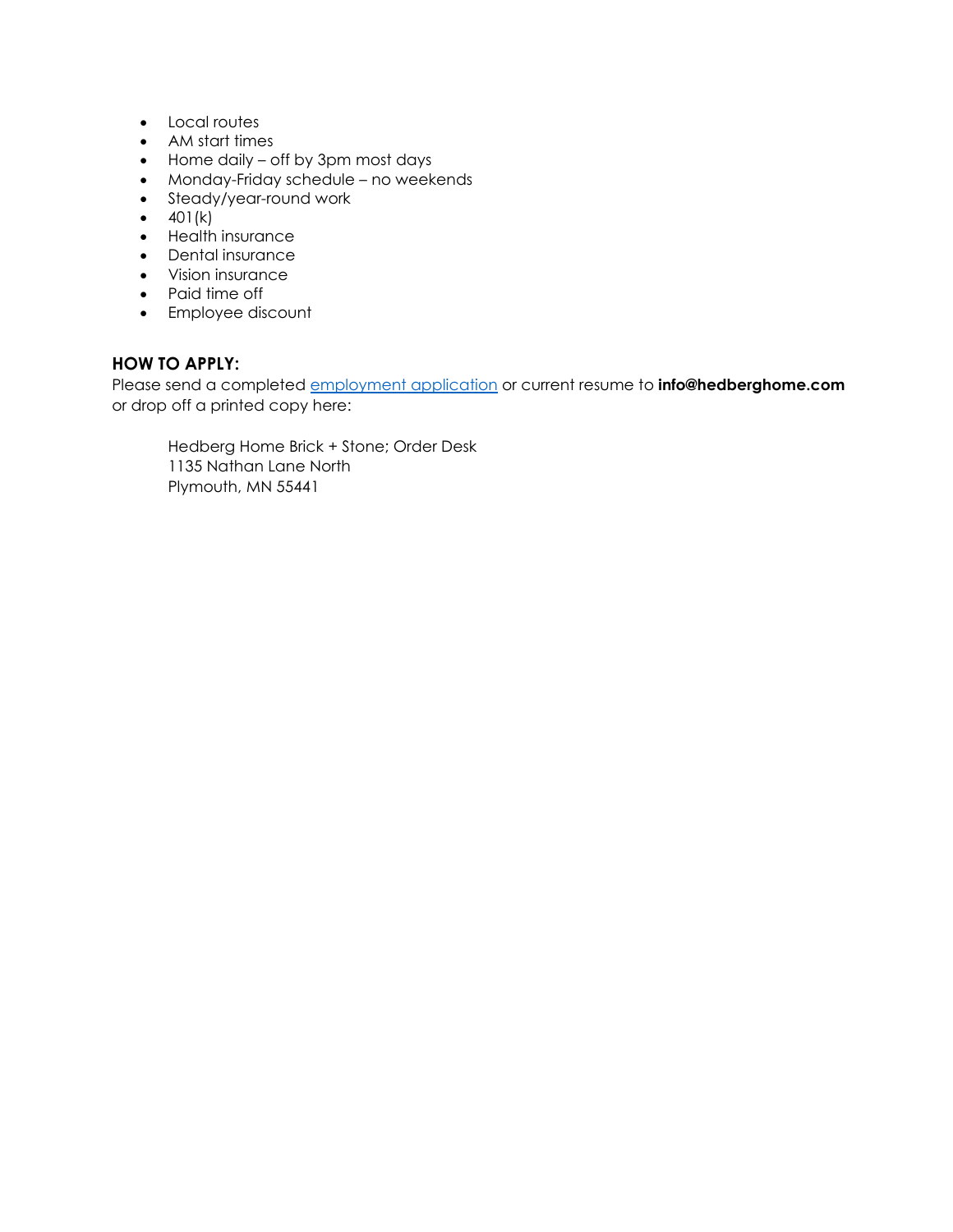- Local routes
- AM start times
- Home daily – off by 3pm most days
- Monday-Friday schedule – no weekends
- Steady/year-round work
- 401(k)
- Health insurance
- Dental insurance
- Vision insurance
- Paid time off
- Employee discount

**HOW TO APPLY:**

Please send a completed employment application or current resume to **info@hedberghome.com** or drop off a printed copy here:

Hedberg Home Brick + Stone; Order Desk
1135 Nathan Lane North
Plymouth, MN 55441